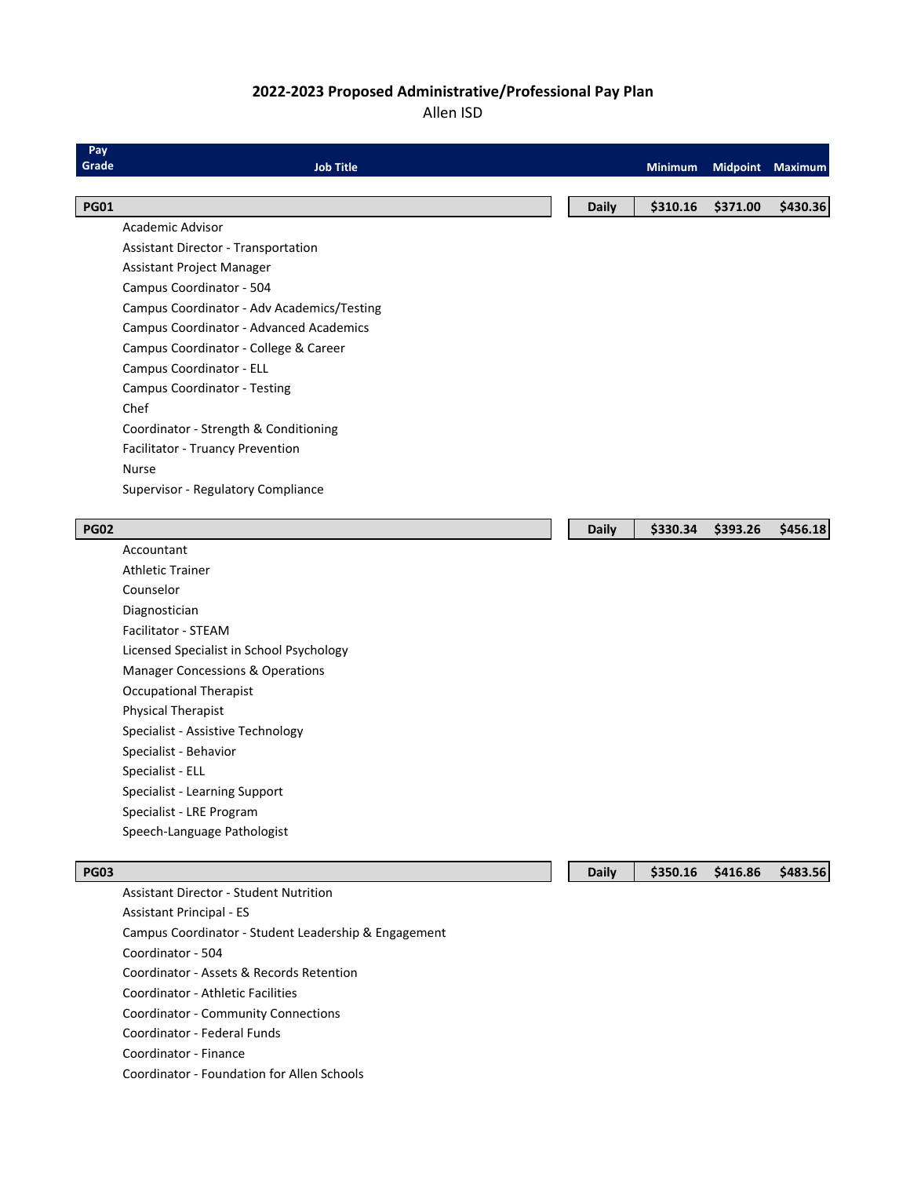# 2022-2023 Proposed Administrative/Professional Pay Plan

Allen ISD

| Pay Grade | Job Title | | Minimum | Midpoint | Maximum |
|---|---|---|---|---|---|
| **PG01** | | **Daily** | **$310.16** | **$371.00** | **$430.36** |
| | Academic Advisor | | | | |
| | Assistant Director - Transportation | | | | |
| | Assistant Project Manager | | | | |
| | Campus Coordinator - 504 | | | | |
| | Campus Coordinator - Adv Academics/Testing | | | | |
| | Campus Coordinator - Advanced Academics | | | | |
| | Campus Coordinator - College & Career | | | | |
| | Campus Coordinator - ELL | | | | |
| | Campus Coordinator - Testing | | | | |
| | Chef | | | | |
| | Coordinator - Strength & Conditioning | | | | |
| | Facilitator - Truancy Prevention | | | | |
| | Nurse | | | | |
| | Supervisor - Regulatory Compliance | | | | |
| **PG02** | | **Daily** | **$330.34** | **$393.26** | **$456.18** |
| | Accountant | | | | |
| | Athletic Trainer | | | | |
| | Counselor | | | | |
| | Diagnostician | | | | |
| | Facilitator - STEAM | | | | |
| | Licensed Specialist in School Psychology | | | | |
| | Manager Concessions & Operations | | | | |
| | Occupational Therapist | | | | |
| | Physical Therapist | | | | |
| | Specialist - Assistive Technology | | | | |
| | Specialist - Behavior | | | | |
| | Specialist - ELL | | | | |
| | Specialist - Learning Support | | | | |
| | Specialist - LRE Program | | | | |
| | Speech-Language Pathologist | | | | |
| **PG03** | | **Daily** | **$350.16** | **$416.86** | **$483.56** |
| | Assistant Director - Student Nutrition | | | | |
| | Assistant Principal - ES | | | | |
| | Campus Coordinator - Student Leadership & Engagement | | | | |
| | Coordinator - 504 | | | | |
| | Coordinator - Assets & Records Retention | | | | |
| | Coordinator - Athletic Facilities | | | | |
| | Coordinator - Community Connections | | | | |
| | Coordinator - Federal Funds | | | | |
| | Coordinator - Finance | | | | |
| | Coordinator - Foundation for Allen Schools | | | | |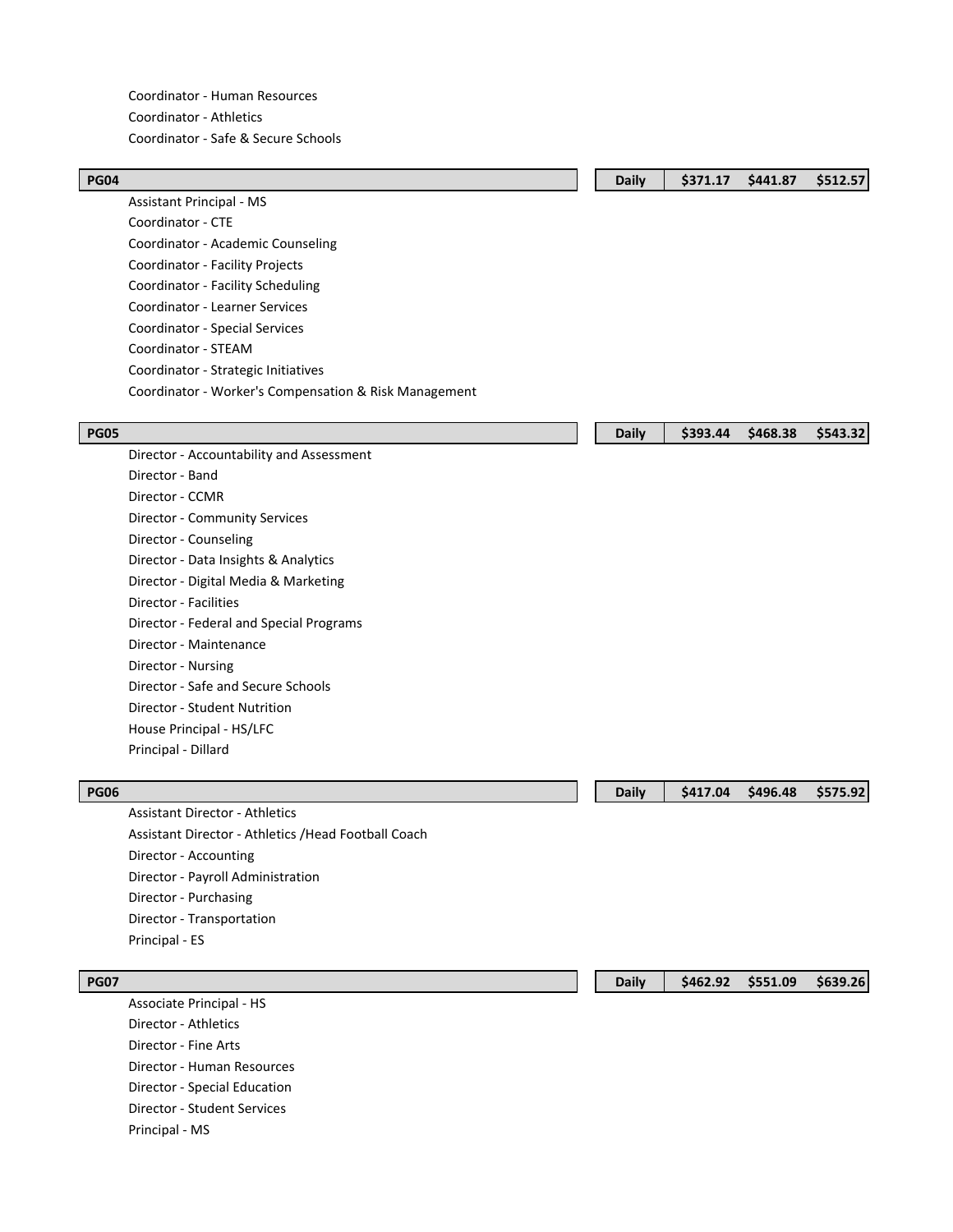Coordinator - Human Resources
Coordinator - Athletics
Coordinator - Safe & Secure Schools

| PG04 | Daily | $371.17 | $441.87 | $512.57 |
|---|---|---|---|---|

Assistant Principal - MS
Coordinator - CTE
Coordinator - Academic Counseling
Coordinator - Facility Projects
Coordinator - Facility Scheduling
Coordinator - Learner Services
Coordinator - Special Services
Coordinator - STEAM
Coordinator - Strategic Initiatives
Coordinator - Worker's Compensation & Risk Management

| PG05 | Daily | $393.44 | $468.38 | $543.32 |
|---|---|---|---|---|

Director - Accountability and Assessment
Director - Band
Director - CCMR
Director - Community Services
Director - Counseling
Director - Data Insights & Analytics
Director - Digital Media & Marketing
Director - Facilities
Director - Federal and Special Programs
Director - Maintenance
Director - Nursing
Director - Safe and Secure Schools
Director - Student Nutrition
House Principal - HS/LFC
Principal - Dillard

| PG06 | Daily | $417.04 | $496.48 | $575.92 |
|---|---|---|---|---|

Assistant Director - Athletics
Assistant Director - Athletics /Head Football Coach
Director - Accounting
Director - Payroll Administration
Director - Purchasing
Director - Transportation
Principal - ES

| PG07 | Daily | $462.92 | $551.09 | $639.26 |
|---|---|---|---|---|

Associate Principal - HS
Director - Athletics
Director - Fine Arts
Director - Human Resources
Director - Special Education
Director - Student Services
Principal - MS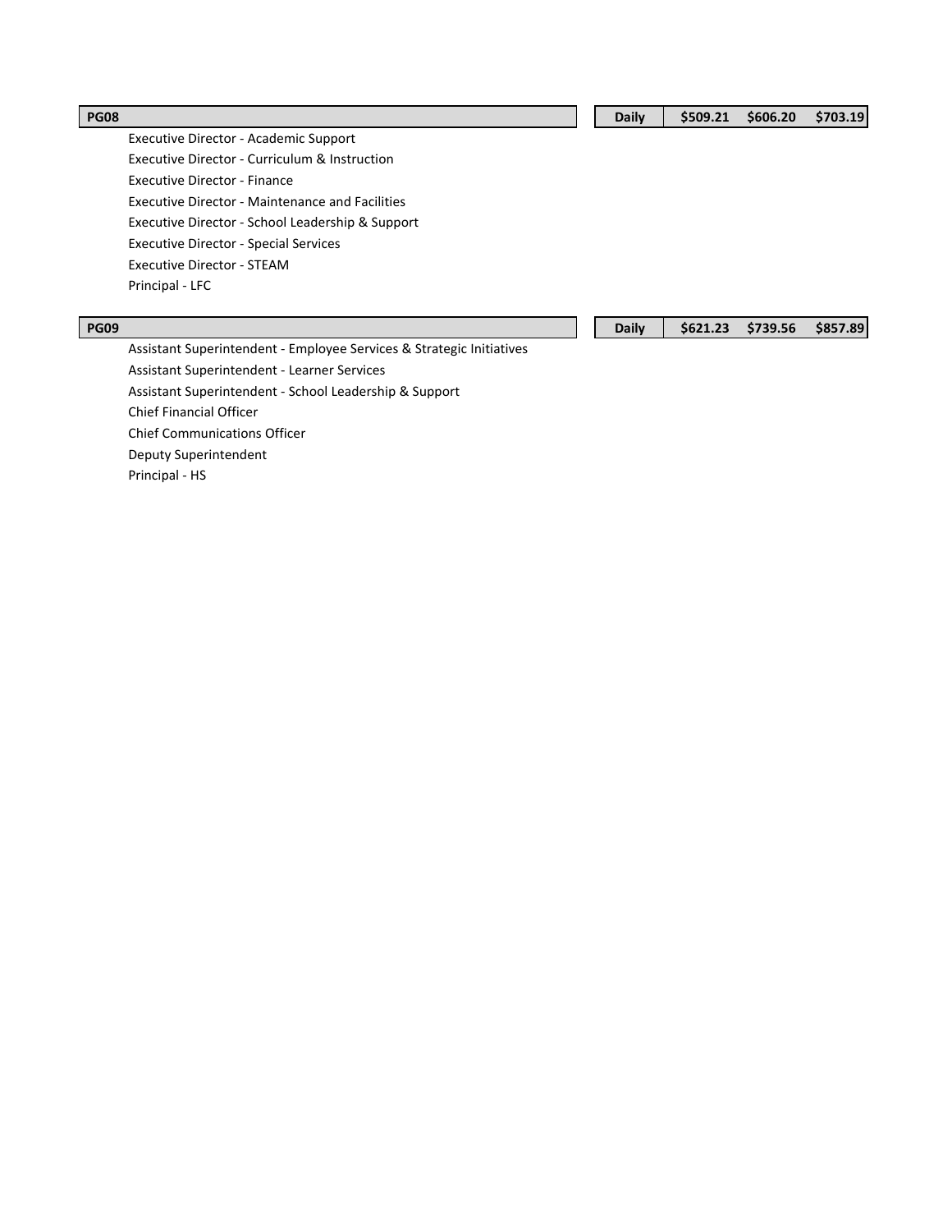| PG08 | Daily | $509.21 | $606.20 | $703.19 |
|---|---|---|---|---|
| Executive Director - Academic Support | | | | |
| Executive Director - Curriculum & Instruction | | | | |
| Executive Director - Finance | | | | |
| Executive Director - Maintenance and Facilities | | | | |
| Executive Director - School Leadership & Support | | | | |
| Executive Director - Special Services | | | | |
| Executive Director - STEAM | | | | |
| Principal - LFC | | | | |

| PG09 | Daily | $621.23 | $739.56 | $857.89 |
|---|---|---|---|---|
| Assistant Superintendent - Employee Services & Strategic Initiatives | | | | |
| Assistant Superintendent - Learner Services | | | | |
| Assistant Superintendent - School Leadership & Support | | | | |
| Chief Financial Officer | | | | |
| Chief Communications Officer | | | | |
| Deputy Superintendent | | | | |
| Principal - HS | | | | |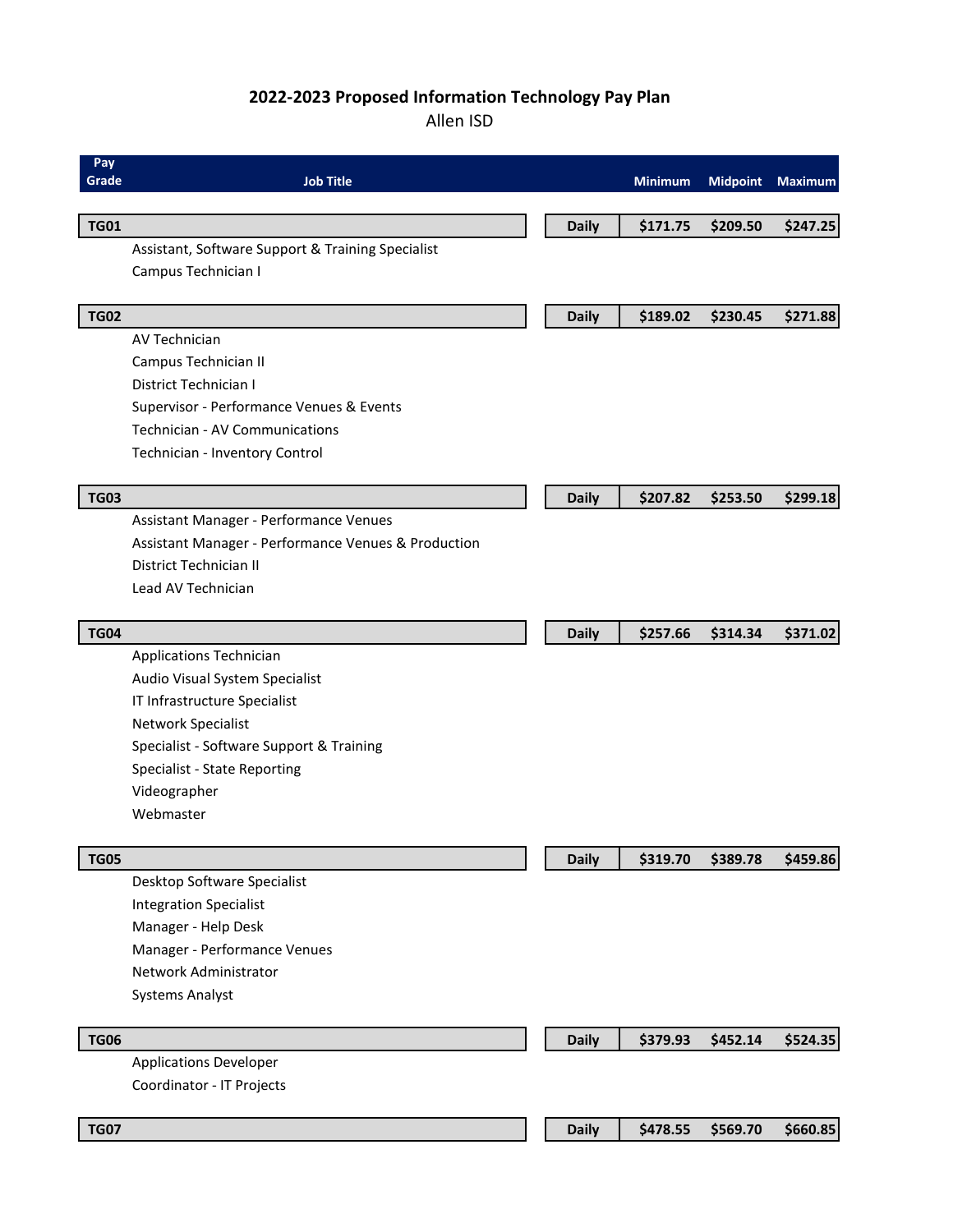# 2022-2023 Proposed Information Technology Pay Plan

Allen ISD

| Pay Grade | Job Title | | Minimum | Midpoint | Maximum |
|---|---|---|---|---|---|
| **TG01** | | **Daily** | **$171.75** | **$209.50** | **$247.25** |
| | Assistant, Software Support & Training Specialist | | | | |
| | Campus Technician I | | | | |
| **TG02** | | **Daily** | **$189.02** | **$230.45** | **$271.88** |
| | AV Technician | | | | |
| | Campus Technician II | | | | |
| | District Technician I | | | | |
| | Supervisor - Performance Venues & Events | | | | |
| | Technician - AV Communications | | | | |
| | Technician - Inventory Control | | | | |
| **TG03** | | **Daily** | **$207.82** | **$253.50** | **$299.18** |
| | Assistant Manager - Performance Venues | | | | |
| | Assistant Manager - Performance Venues & Production | | | | |
| | District Technician II | | | | |
| | Lead AV Technician | | | | |
| **TG04** | | **Daily** | **$257.66** | **$314.34** | **$371.02** |
| | Applications Technician | | | | |
| | Audio Visual System Specialist | | | | |
| | IT Infrastructure Specialist | | | | |
| | Network Specialist | | | | |
| | Specialist - Software Support & Training | | | | |
| | Specialist - State Reporting | | | | |
| | Videographer | | | | |
| | Webmaster | | | | |
| **TG05** | | **Daily** | **$319.70** | **$389.78** | **$459.86** |
| | Desktop Software Specialist | | | | |
| | Integration Specialist | | | | |
| | Manager - Help Desk | | | | |
| | Manager - Performance Venues | | | | |
| | Network Administrator | | | | |
| | Systems Analyst | | | | |
| **TG06** | | **Daily** | **$379.93** | **$452.14** | **$524.35** |
| | Applications Developer | | | | |
| | Coordinator - IT Projects | | | | |
| **TG07** | | **Daily** | **$478.55** | **$569.70** | **$660.85** |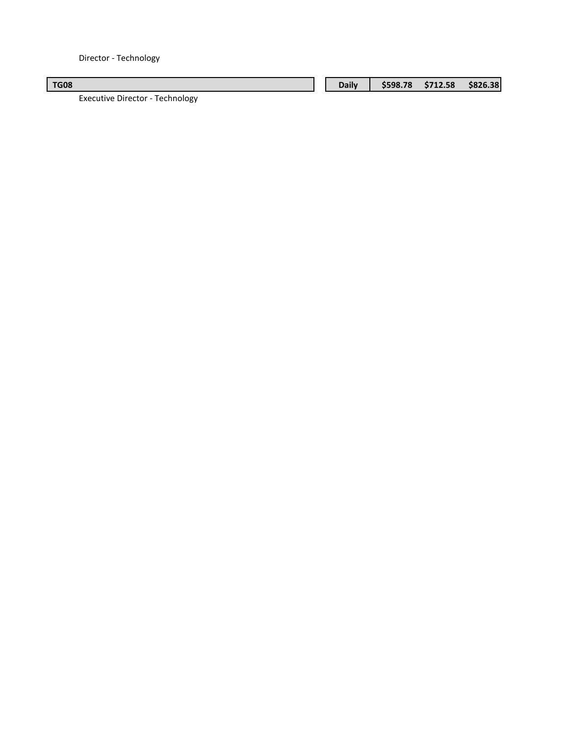Director - Technology

| TG08 | Daily | $598.78 | $712.58 | $826.38 |
| --- | --- | --- | --- | --- |

Executive Director - Technology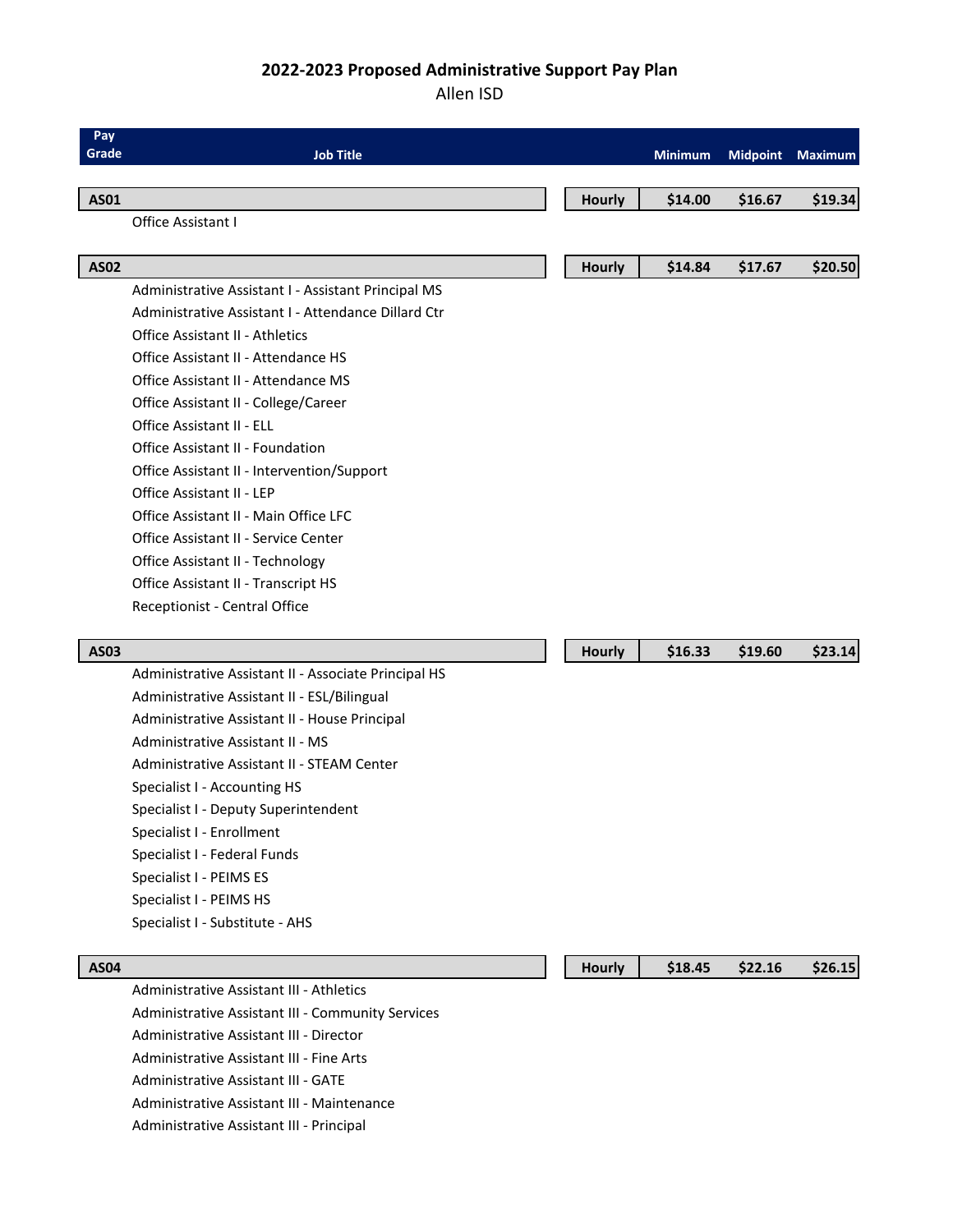# 2022-2023 Proposed Administrative Support Pay Plan

Allen ISD

| Pay Grade | Job Title | | Minimum | Midpoint | Maximum |
|---|---|---|---|---|---|
| **AS01** | | **Hourly** | **$14.00** | **$16.67** | **$19.34** |
| | Office Assistant I | | | | |
| **AS02** | | **Hourly** | **$14.84** | **$17.67** | **$20.50** |
| | Administrative Assistant I - Assistant Principal MS | | | | |
| | Administrative Assistant I - Attendance Dillard Ctr | | | | |
| | Office Assistant II - Athletics | | | | |
| | Office Assistant II - Attendance HS | | | | |
| | Office Assistant II - Attendance MS | | | | |
| | Office Assistant II - College/Career | | | | |
| | Office Assistant II - ELL | | | | |
| | Office Assistant II - Foundation | | | | |
| | Office Assistant II - Intervention/Support | | | | |
| | Office Assistant II - LEP | | | | |
| | Office Assistant II - Main Office LFC | | | | |
| | Office Assistant II - Service Center | | | | |
| | Office Assistant II - Technology | | | | |
| | Office Assistant II - Transcript HS | | | | |
| | Receptionist - Central Office | | | | |
| **AS03** | | **Hourly** | **$16.33** | **$19.60** | **$23.14** |
| | Administrative Assistant II - Associate Principal HS | | | | |
| | Administrative Assistant II - ESL/Bilingual | | | | |
| | Administrative Assistant II - House Principal | | | | |
| | Administrative Assistant II - MS | | | | |
| | Administrative Assistant II - STEAM Center | | | | |
| | Specialist I - Accounting HS | | | | |
| | Specialist I - Deputy Superintendent | | | | |
| | Specialist I - Enrollment | | | | |
| | Specialist I - Federal Funds | | | | |
| | Specialist I - PEIMS ES | | | | |
| | Specialist I - PEIMS HS | | | | |
| | Specialist I - Substitute - AHS | | | | |
| **AS04** | | **Hourly** | **$18.45** | **$22.16** | **$26.15** |
| | Administrative Assistant III - Athletics | | | | |
| | Administrative Assistant III - Community Services | | | | |
| | Administrative Assistant III - Director | | | | |
| | Administrative Assistant III - Fine Arts | | | | |
| | Administrative Assistant III - GATE | | | | |
| | Administrative Assistant III - Maintenance | | | | |
| | Administrative Assistant III - Principal | | | | |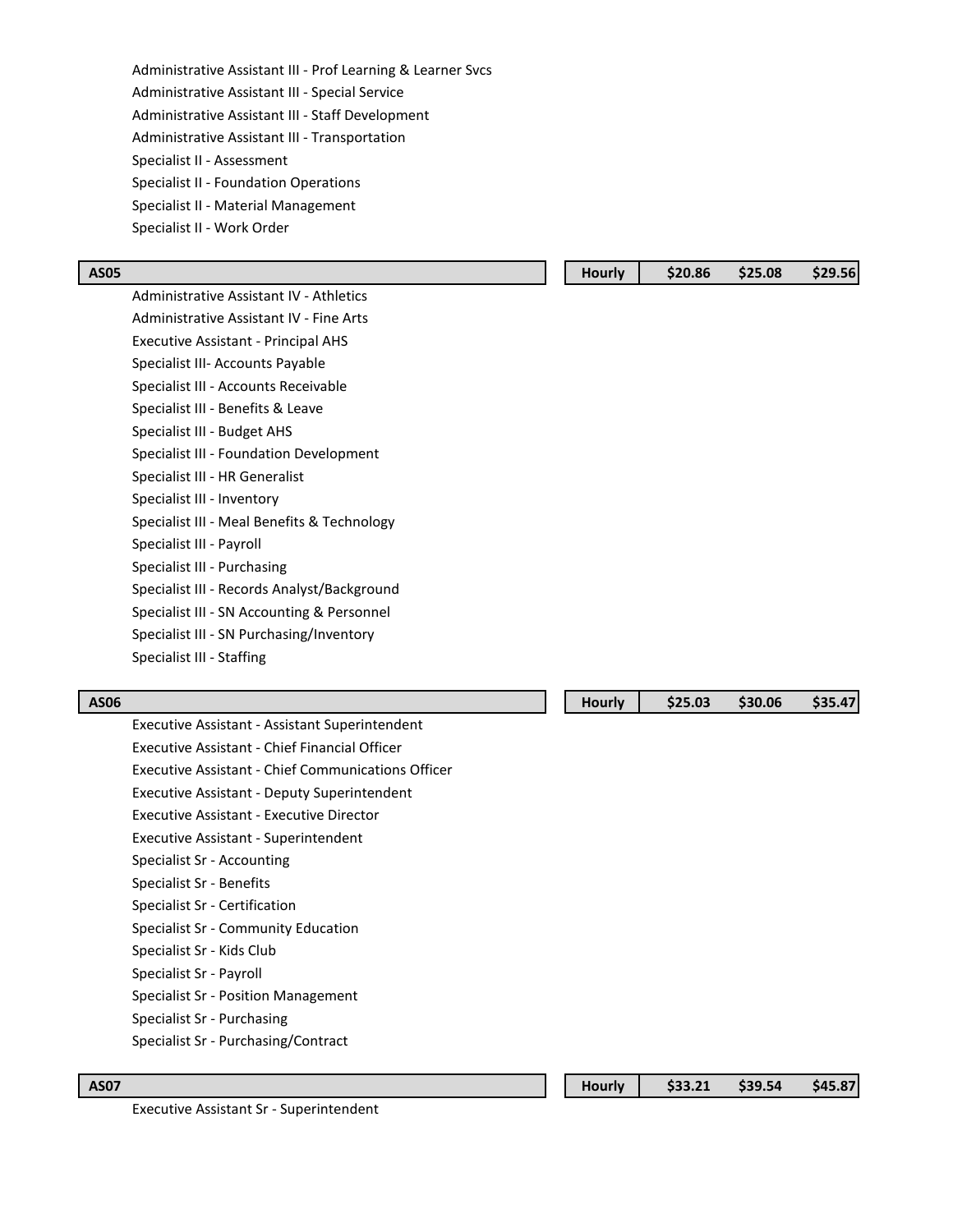Administrative Assistant III - Prof Learning & Learner Svcs
Administrative Assistant III - Special Service
Administrative Assistant III - Staff Development
Administrative Assistant III - Transportation
Specialist II - Assessment
Specialist II - Foundation Operations
Specialist II - Material Management
Specialist II - Work Order

| AS05 | Hourly | $20.86 | $25.08 | $29.56 |
|---|---|---|---|---|

Administrative Assistant IV - Athletics
Administrative Assistant IV - Fine Arts
Executive Assistant - Principal AHS
Specialist III- Accounts Payable
Specialist III - Accounts Receivable
Specialist III - Benefits & Leave
Specialist III - Budget AHS
Specialist III - Foundation Development
Specialist III - HR Generalist
Specialist III - Inventory
Specialist III - Meal Benefits & Technology
Specialist III - Payroll
Specialist III - Purchasing
Specialist III - Records Analyst/Background
Specialist III - SN Accounting & Personnel
Specialist III - SN Purchasing/Inventory
Specialist III - Staffing

| AS06 | Hourly | $25.03 | $30.06 | $35.47 |
|---|---|---|---|---|

Executive Assistant - Assistant Superintendent
Executive Assistant - Chief Financial Officer
Executive Assistant - Chief Communications Officer
Executive Assistant - Deputy Superintendent
Executive Assistant - Executive Director
Executive Assistant - Superintendent
Specialist Sr - Accounting
Specialist Sr - Benefits
Specialist Sr - Certification
Specialist Sr - Community Education
Specialist Sr - Kids Club
Specialist Sr - Payroll
Specialist Sr - Position Management
Specialist Sr - Purchasing
Specialist Sr - Purchasing/Contract

| AS07 | Hourly | $33.21 | $39.54 | $45.87 |
|---|---|---|---|---|

Executive Assistant Sr - Superintendent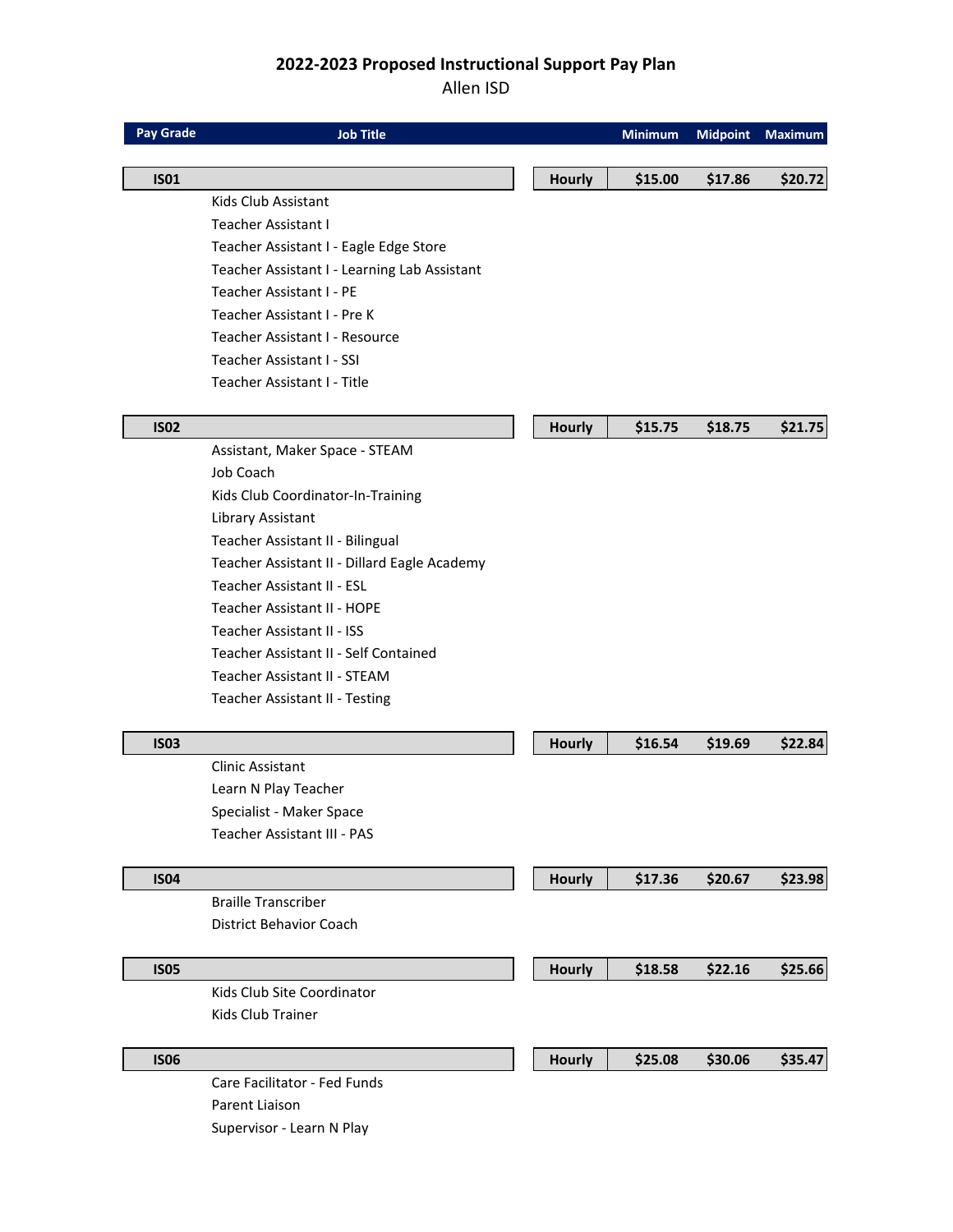**2022-2023 Proposed Instructional Support Pay Plan**

Allen ISD

| Pay Grade | Job Title | | Minimum | Midpoint | Maximum |
|---|---|---|---|---|---|
| **IS01** | | **Hourly** | **$15.00** | **$17.86** | **$20.72** |
| | Kids Club Assistant | | | | |
| | Teacher Assistant I | | | | |
| | Teacher Assistant I - Eagle Edge Store | | | | |
| | Teacher Assistant I - Learning Lab Assistant | | | | |
| | Teacher Assistant I - PE | | | | |
| | Teacher Assistant I - Pre K | | | | |
| | Teacher Assistant I - Resource | | | | |
| | Teacher Assistant I - SSI | | | | |
| | Teacher Assistant I - Title | | | | |
| **IS02** | | **Hourly** | **$15.75** | **$18.75** | **$21.75** |
| | Assistant, Maker Space - STEAM | | | | |
| | Job Coach | | | | |
| | Kids Club Coordinator-In-Training | | | | |
| | Library Assistant | | | | |
| | Teacher Assistant II - Bilingual | | | | |
| | Teacher Assistant II - Dillard Eagle Academy | | | | |
| | Teacher Assistant II - ESL | | | | |
| | Teacher Assistant II - HOPE | | | | |
| | Teacher Assistant II - ISS | | | | |
| | Teacher Assistant II - Self Contained | | | | |
| | Teacher Assistant II - STEAM | | | | |
| | Teacher Assistant II - Testing | | | | |
| **IS03** | | **Hourly** | **$16.54** | **$19.69** | **$22.84** |
| | Clinic Assistant | | | | |
| | Learn N Play Teacher | | | | |
| | Specialist - Maker Space | | | | |
| | Teacher Assistant III - PAS | | | | |
| **IS04** | | **Hourly** | **$17.36** | **$20.67** | **$23.98** |
| | Braille Transcriber | | | | |
| | District Behavior Coach | | | | |
| **IS05** | | **Hourly** | **$18.58** | **$22.16** | **$25.66** |
| | Kids Club Site Coordinator | | | | |
| | Kids Club Trainer | | | | |
| **IS06** | | **Hourly** | **$25.08** | **$30.06** | **$35.47** |
| | Care Facilitator - Fed Funds | | | | |
| | Parent Liaison | | | | |
| | Supervisor - Learn N Play | | | | |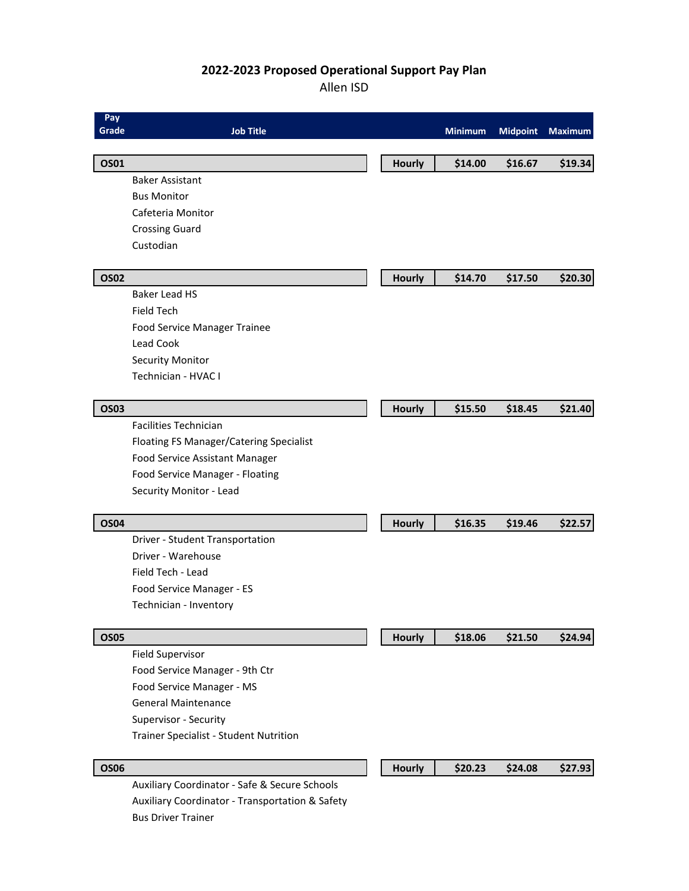## 2022-2023 Proposed Operational Support Pay Plan

Allen ISD

| Pay Grade | Job Title | | Minimum | Midpoint | Maximum |
|---|---|---|---|---|---|
| **OS01** | | **Hourly** | **$14.00** | **$16.67** | **$19.34** |
| | Baker Assistant | | | | |
| | Bus Monitor | | | | |
| | Cafeteria Monitor | | | | |
| | Crossing Guard | | | | |
| | Custodian | | | | |
| **OS02** | | **Hourly** | **$14.70** | **$17.50** | **$20.30** |
| | Baker Lead HS | | | | |
| | Field Tech | | | | |
| | Food Service Manager Trainee | | | | |
| | Lead Cook | | | | |
| | Security Monitor | | | | |
| | Technician - HVAC I | | | | |
| **OS03** | | **Hourly** | **$15.50** | **$18.45** | **$21.40** |
| | Facilities Technician | | | | |
| | Floating FS Manager/Catering Specialist | | | | |
| | Food Service Assistant Manager | | | | |
| | Food Service Manager - Floating | | | | |
| | Security Monitor - Lead | | | | |
| **OS04** | | **Hourly** | **$16.35** | **$19.46** | **$22.57** |
| | Driver - Student Transportation | | | | |
| | Driver - Warehouse | | | | |
| | Field Tech - Lead | | | | |
| | Food Service Manager - ES | | | | |
| | Technician - Inventory | | | | |
| **OS05** | | **Hourly** | **$18.06** | **$21.50** | **$24.94** |
| | Field Supervisor | | | | |
| | Food Service Manager - 9th Ctr | | | | |
| | Food Service Manager - MS | | | | |
| | General Maintenance | | | | |
| | Supervisor - Security | | | | |
| | Trainer Specialist - Student Nutrition | | | | |
| **OS06** | | **Hourly** | **$20.23** | **$24.08** | **$27.93** |
| | Auxiliary Coordinator - Safe & Secure Schools | | | | |
| | Auxiliary Coordinator - Transportation & Safety | | | | |
| | Bus Driver Trainer | | | | |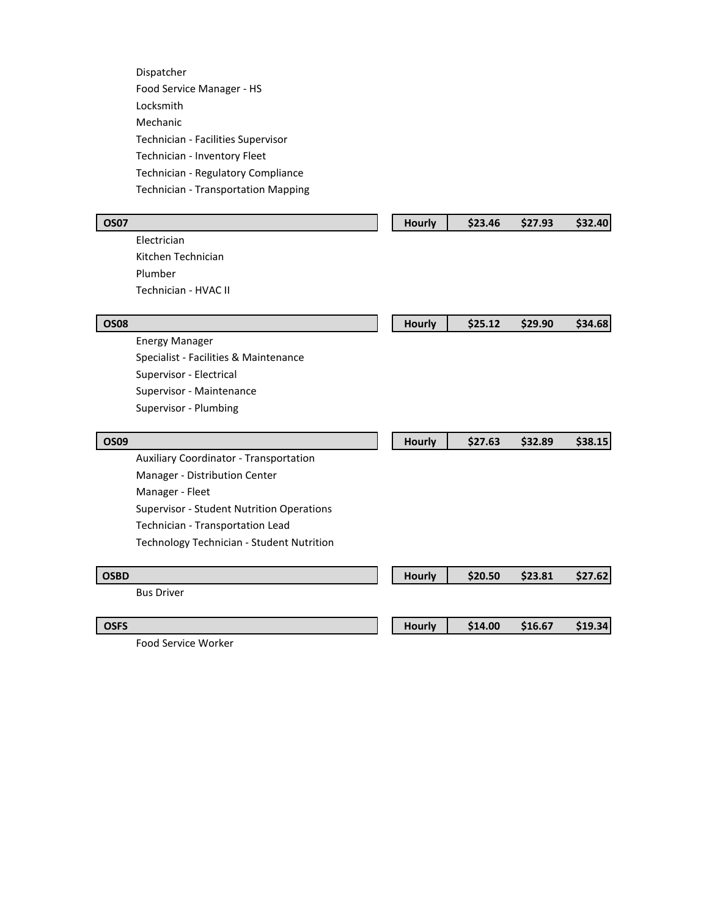Dispatcher
Food Service Manager - HS
Locksmith
Mechanic
Technician - Facilities Supervisor
Technician - Inventory Fleet
Technician - Regulatory Compliance
Technician - Transportation Mapping

| OS07 | Hourly | $23.46 | $27.93 | $32.40 |
|---|---|---|---|---|

Electrician
Kitchen Technician
Plumber
Technician - HVAC II

| OS08 | Hourly | $25.12 | $29.90 | $34.68 |
|---|---|---|---|---|

Energy Manager
Specialist - Facilities & Maintenance
Supervisor - Electrical
Supervisor - Maintenance
Supervisor - Plumbing

| OS09 | Hourly | $27.63 | $32.89 | $38.15 |
|---|---|---|---|---|

Auxiliary Coordinator - Transportation
Manager - Distribution Center
Manager - Fleet
Supervisor - Student Nutrition Operations
Technician - Transportation Lead
Technology Technician - Student Nutrition

| OSBD | Hourly | $20.50 | $23.81 | $27.62 |
|---|---|---|---|---|

Bus Driver

| OSFS | Hourly | $14.00 | $16.67 | $19.34 |
|---|---|---|---|---|

Food Service Worker